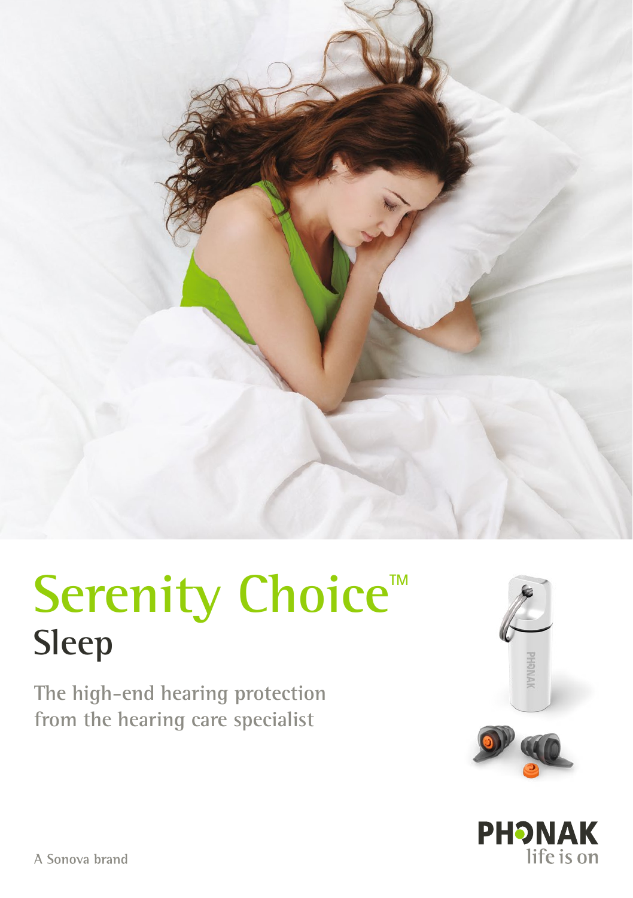# Serenity Choice™

## Sleep

The high-end hearing protection from the hearing care specialist

PHONAK
life is on

A Sonova brand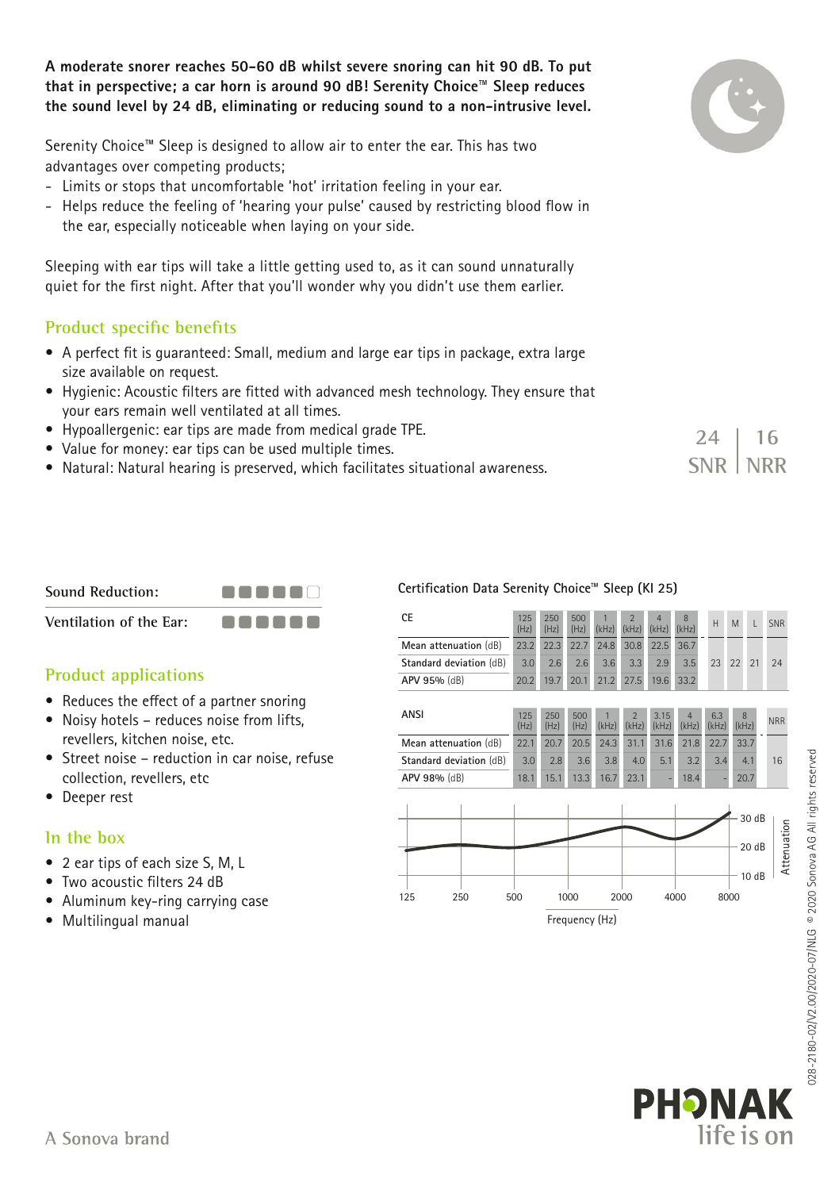**A moderate snorer reaches 50-60 dB whilst severe snoring can hit 90 dB. To put that in perspective; a car horn is around 90 dB! Serenity Choice™ Sleep reduces the sound level by 24 dB, eliminating or reducing sound to a non-intrusive level.**

Serenity Choice™ Sleep is designed to allow air to enter the ear. This has two advantages over competing products;

- Limits or stops that uncomfortable 'hot' irritation feeling in your ear.
- Helps reduce the feeling of 'hearing your pulse' caused by restricting blood flow in the ear, especially noticeable when laying on your side.

Sleeping with ear tips will take a little getting used to, as it can sound unnaturally quiet for the first night. After that you'll wonder why you didn't use them earlier.

## Product specific benefits

- A perfect fit is guaranteed: Small, medium and large ear tips in package, extra large size available on request.
- Hygienic: Acoustic filters are fitted with advanced mesh technology. They ensure that your ears remain well ventilated at all times.
- Hypoallergenic: ear tips are made from medical grade TPE.
- Value for money: ear tips can be used multiple times.
- Natural: Natural hearing is preserved, which facilitates situational awareness.

24 SNR | 16 NRR

**Sound Reduction:** ■■■■■□

**Ventilation of the Ear:** ■■■■■■

## Product applications

- Reduces the effect of a partner snoring
- Noisy hotels – reduces noise from lifts, revellers, kitchen noise, etc.
- Street noise – reduction in car noise, refuse collection, revellers, etc
- Deeper rest

## In the box

- 2 ear tips of each size S, M, L
- Two acoustic filters 24 dB
- Aluminum key-ring carrying case
- Multilingual manual

### Certification Data Serenity Choice™ Sleep (KI 25)

| CE | 125 (Hz) | 250 (Hz) | 500 (Hz) | 1 (kHz) | 2 (kHz) | 4 (kHz) | 8 (kHz) | H | M | L | SNR |
|---|---|---|---|---|---|---|---|---|---|---|---|
| Mean attenuation (dB) | 23.2 | 22.3 | 22.7 | 24.8 | 30.8 | 22.5 | 36.7 | | | | |
| Standard deviation (dB) | 3.0 | 2.6 | 2.6 | 3.6 | 3.3 | 2.9 | 3.5 | 23 | 22 | 21 | 24 |
| APV 95% (dB) | 20.2 | 19.7 | 20.1 | 21.2 | 27.5 | 19.6 | 33.2 | | | | |

| ANSI | 125 (Hz) | 250 (Hz) | 500 (Hz) | 1 (kHz) | 2 (kHz) | 3.15 (kHz) | 4 (kHz) | 6.3 (kHz) | 8 (kHz) | NRR |
|---|---|---|---|---|---|---|---|---|---|---|
| Mean attenuation (dB) | 22.1 | 20.7 | 20.5 | 24.3 | 31.1 | 31.6 | 21.8 | 22.7 | 33.7 | |
| Standard deviation (dB) | 3.0 | 2.8 | 3.6 | 3.8 | 4.0 | 5.1 | 3.2 | 3.4 | 4.1 | 16 |
| APV 98% (dB) | 18.1 | 15.1 | 13.3 | 16.7 | 23.1 | - | 18.4 | - | 20.7 | |

30 dB
20 dB
10 dB
Attenuation
125 250 500 1000 2000 4000 8000
Frequency (Hz)

A Sonova brand

028-2180-02/V2.00/2020-07/NLG © 2020 Sonova AG All rights reserved

PHONAK life is on